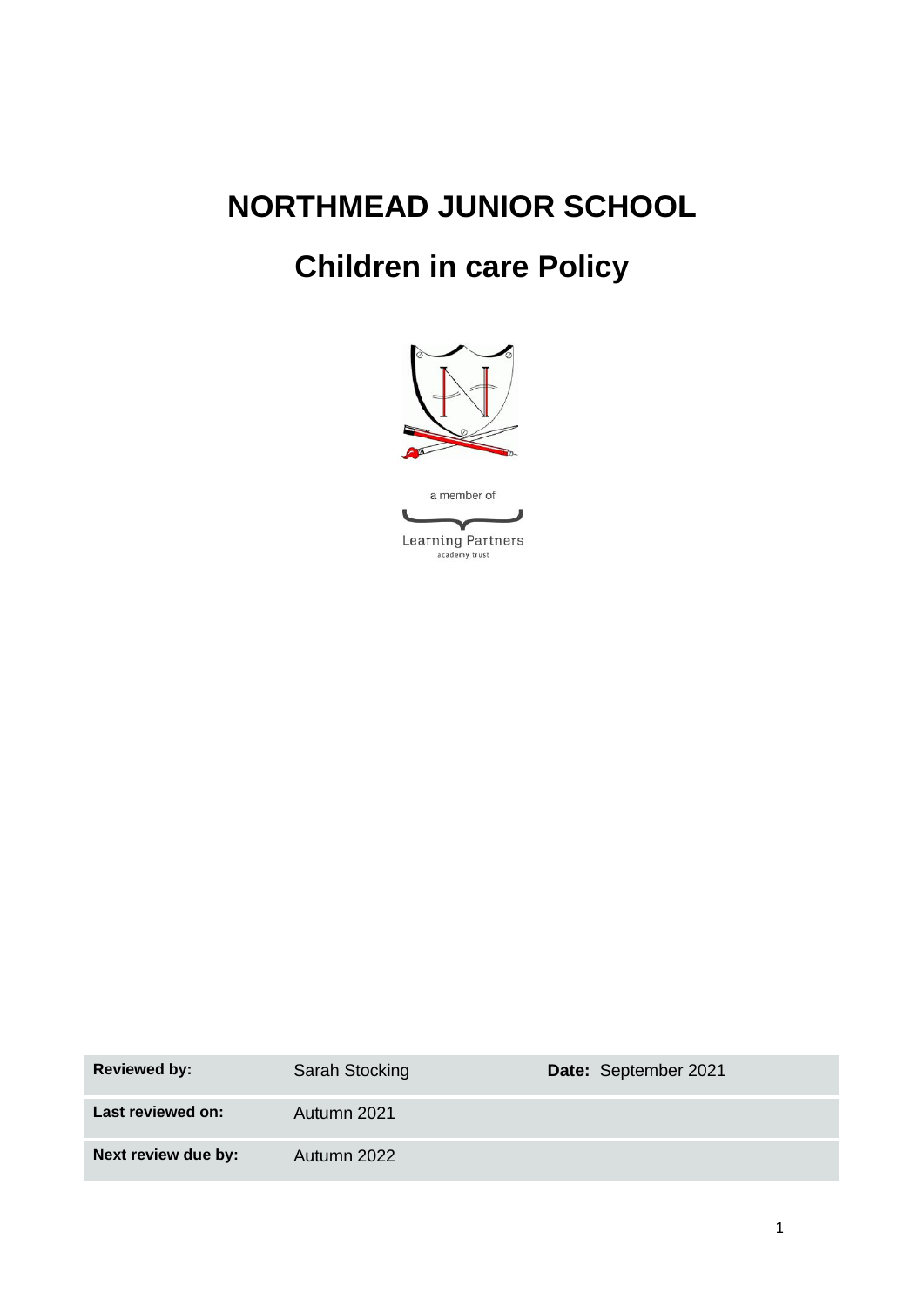# NORTHMEAD JUNIOR SCHOOL

# Children in care Policy

a member of

Learning Partners
academy trust

| Reviewed by: | Sarah Stocking | Date: September 2021 |
| --- | --- | --- |
| Last reviewed on: | Autumn 2021 | |
| Next review due by: | Autumn 2022 | |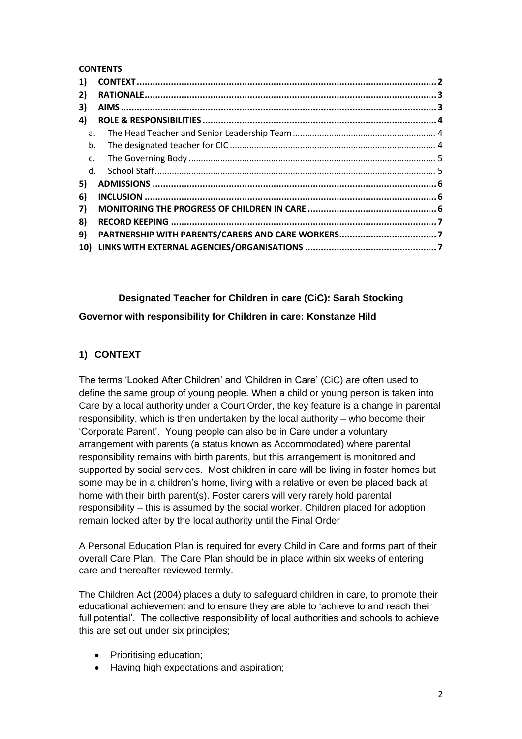**CONTENTS**

1) CONTEXT ..... 2
2) RATIONALE ..... 3
3) AIMS ..... 3
4) ROLE & RESPONSIBILITIES ..... 4
   a. The Head Teacher and Senior Leadership Team ..... 4
   b. The designated teacher for CIC ..... 4
   c. The Governing Body ..... 5
   d. School Staff ..... 5
5) ADMISSIONS ..... 6
6) INCLUSION ..... 6
7) MONITORING THE PROGRESS OF CHILDREN IN CARE ..... 6
8) RECORD KEEPING ..... 7
9) PARTNERSHIP WITH PARENTS/CARERS AND CARE WORKERS ..... 7
10) LINKS WITH EXTERNAL AGENCIES/ORGANISATIONS ..... 7

**Designated Teacher for Children in care (CiC): Sarah Stocking**

**Governor with responsibility for Children in care: Konstanze Hild**

## 1) CONTEXT

The terms 'Looked After Children' and 'Children in Care' (CiC) are often used to define the same group of young people. When a child or young person is taken into Care by a local authority under a Court Order, the key feature is a change in parental responsibility, which is then undertaken by the local authority – who become their 'Corporate Parent'. Young people can also be in Care under a voluntary arrangement with parents (a status known as Accommodated) where parental responsibility remains with birth parents, but this arrangement is monitored and supported by social services. Most children in care will be living in foster homes but some may be in a children's home, living with a relative or even be placed back at home with their birth parent(s). Foster carers will very rarely hold parental responsibility – this is assumed by the social worker. Children placed for adoption remain looked after by the local authority until the Final Order

A Personal Education Plan is required for every Child in Care and forms part of their overall Care Plan. The Care Plan should be in place within six weeks of entering care and thereafter reviewed termly.

The Children Act (2004) places a duty to safeguard children in care, to promote their educational achievement and to ensure they are able to 'achieve to and reach their full potential'. The collective responsibility of local authorities and schools to achieve this are set out under six principles;

- Prioritising education;
- Having high expectations and aspiration;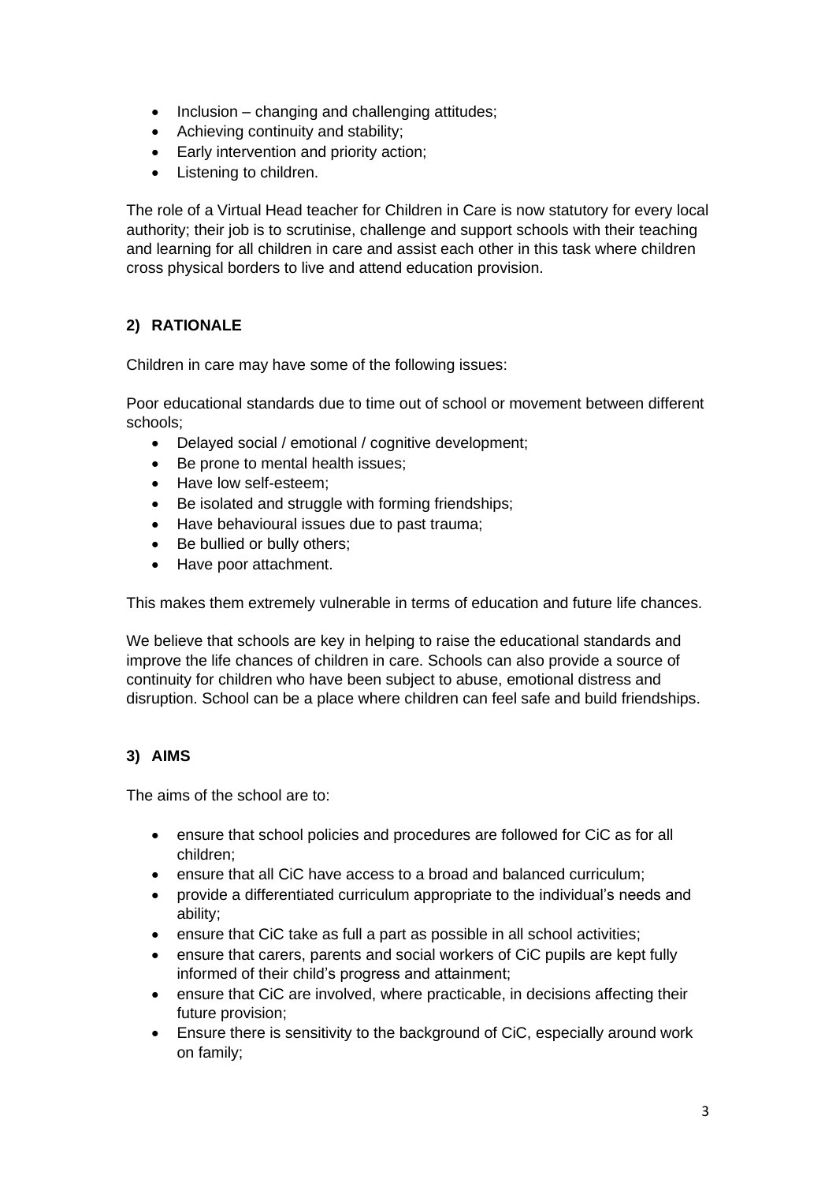- Inclusion – changing and challenging attitudes;
- Achieving continuity and stability;
- Early intervention and priority action;
- Listening to children.

The role of a Virtual Head teacher for Children in Care is now statutory for every local authority; their job is to scrutinise, challenge and support schools with their teaching and learning for all children in care and assist each other in this task where children cross physical borders to live and attend education provision.

## 2) RATIONALE

Children in care may have some of the following issues:

Poor educational standards due to time out of school or movement between different schools;

- Delayed social / emotional / cognitive development;
- Be prone to mental health issues;
- Have low self-esteem;
- Be isolated and struggle with forming friendships;
- Have behavioural issues due to past trauma;
- Be bullied or bully others;
- Have poor attachment.

This makes them extremely vulnerable in terms of education and future life chances.

We believe that schools are key in helping to raise the educational standards and improve the life chances of children in care. Schools can also provide a source of continuity for children who have been subject to abuse, emotional distress and disruption. School can be a place where children can feel safe and build friendships.

## 3) AIMS

The aims of the school are to:

- ensure that school policies and procedures are followed for CiC as for all children;
- ensure that all CiC have access to a broad and balanced curriculum;
- provide a differentiated curriculum appropriate to the individual's needs and ability;
- ensure that CiC take as full a part as possible in all school activities;
- ensure that carers, parents and social workers of CiC pupils are kept fully informed of their child's progress and attainment;
- ensure that CiC are involved, where practicable, in decisions affecting their future provision;
- Ensure there is sensitivity to the background of CiC, especially around work on family;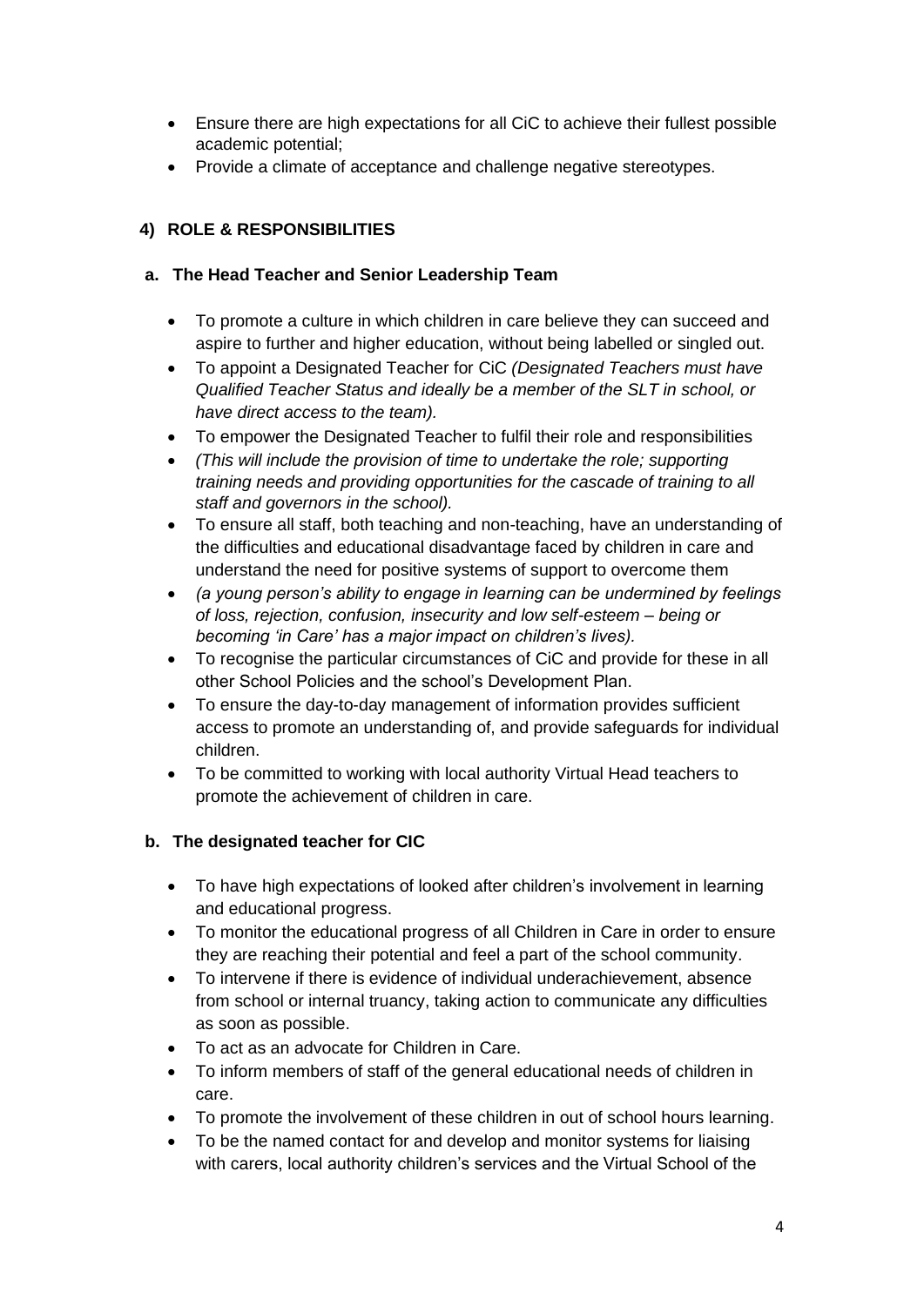- Ensure there are high expectations for all CiC to achieve their fullest possible academic potential;
- Provide a climate of acceptance and challenge negative stereotypes.

## 4) ROLE & RESPONSIBILITIES

### a. The Head Teacher and Senior Leadership Team

- To promote a culture in which children in care believe they can succeed and aspire to further and higher education, without being labelled or singled out.
- To appoint a Designated Teacher for CiC *(Designated Teachers must have Qualified Teacher Status and ideally be a member of the SLT in school, or have direct access to the team).*
- To empower the Designated Teacher to fulfil their role and responsibilities
- *(This will include the provision of time to undertake the role; supporting training needs and providing opportunities for the cascade of training to all staff and governors in the school).*
- To ensure all staff, both teaching and non-teaching, have an understanding of the difficulties and educational disadvantage faced by children in care and understand the need for positive systems of support to overcome them
- *(a young person's ability to engage in learning can be undermined by feelings of loss, rejection, confusion, insecurity and low self-esteem – being or becoming 'in Care' has a major impact on children's lives).*
- To recognise the particular circumstances of CiC and provide for these in all other School Policies and the school's Development Plan.
- To ensure the day-to-day management of information provides sufficient access to promote an understanding of, and provide safeguards for individual children.
- To be committed to working with local authority Virtual Head teachers to promote the achievement of children in care.

### b. The designated teacher for CIC

- To have high expectations of looked after children's involvement in learning and educational progress.
- To monitor the educational progress of all Children in Care in order to ensure they are reaching their potential and feel a part of the school community.
- To intervene if there is evidence of individual underachievement, absence from school or internal truancy, taking action to communicate any difficulties as soon as possible.
- To act as an advocate for Children in Care.
- To inform members of staff of the general educational needs of children in care.
- To promote the involvement of these children in out of school hours learning.
- To be the named contact for and develop and monitor systems for liaising with carers, local authority children's services and the Virtual School of the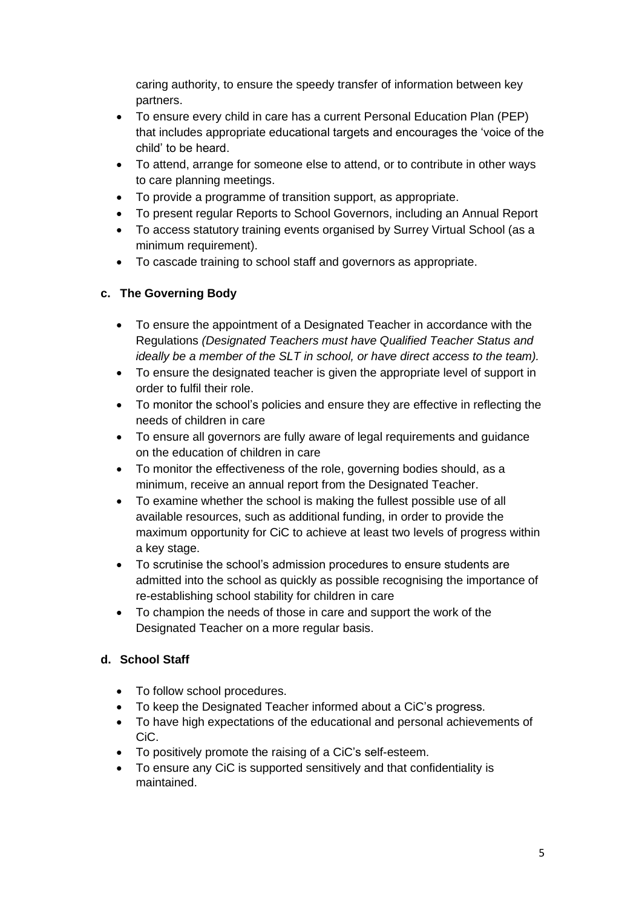caring authority, to ensure the speedy transfer of information between key partners.

- To ensure every child in care has a current Personal Education Plan (PEP) that includes appropriate educational targets and encourages the 'voice of the child' to be heard.
- To attend, arrange for someone else to attend, or to contribute in other ways to care planning meetings.
- To provide a programme of transition support, as appropriate.
- To present regular Reports to School Governors, including an Annual Report
- To access statutory training events organised by Surrey Virtual School (as a minimum requirement).
- To cascade training to school staff and governors as appropriate.

### c. The Governing Body

- To ensure the appointment of a Designated Teacher in accordance with the Regulations *(Designated Teachers must have Qualified Teacher Status and ideally be a member of the SLT in school, or have direct access to the team).*
- To ensure the designated teacher is given the appropriate level of support in order to fulfil their role.
- To monitor the school's policies and ensure they are effective in reflecting the needs of children in care
- To ensure all governors are fully aware of legal requirements and guidance on the education of children in care
- To monitor the effectiveness of the role, governing bodies should, as a minimum, receive an annual report from the Designated Teacher.
- To examine whether the school is making the fullest possible use of all available resources, such as additional funding, in order to provide the maximum opportunity for CiC to achieve at least two levels of progress within a key stage.
- To scrutinise the school's admission procedures to ensure students are admitted into the school as quickly as possible recognising the importance of re-establishing school stability for children in care
- To champion the needs of those in care and support the work of the Designated Teacher on a more regular basis.

### d. School Staff

- To follow school procedures.
- To keep the Designated Teacher informed about a CiC's progress.
- To have high expectations of the educational and personal achievements of CiC.
- To positively promote the raising of a CiC's self-esteem.
- To ensure any CiC is supported sensitively and that confidentiality is maintained.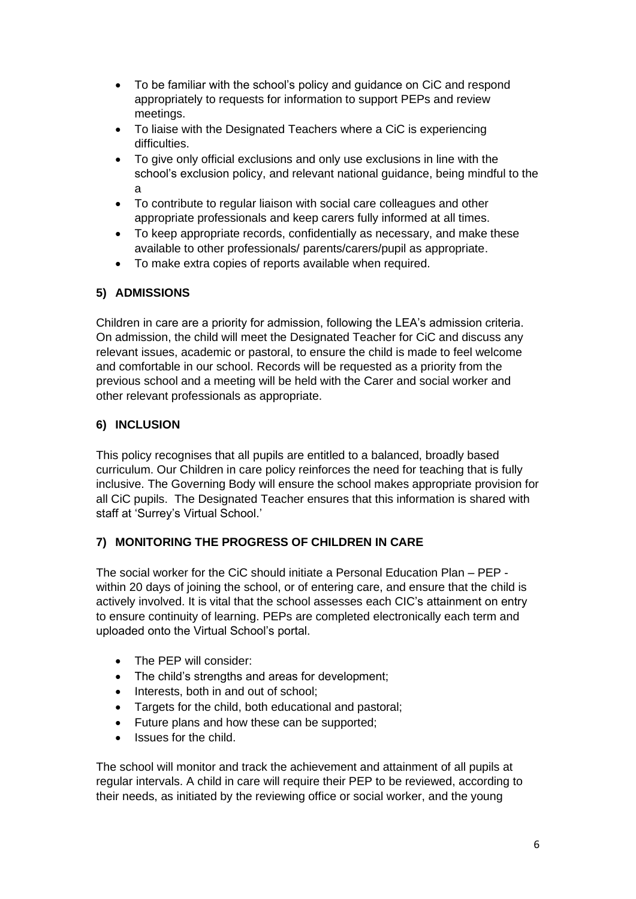- To be familiar with the school's policy and guidance on CiC and respond appropriately to requests for information to support PEPs and review meetings.
- To liaise with the Designated Teachers where a CiC is experiencing difficulties.
- To give only official exclusions and only use exclusions in line with the school's exclusion policy, and relevant national guidance, being mindful to the a
- To contribute to regular liaison with social care colleagues and other appropriate professionals and keep carers fully informed at all times.
- To keep appropriate records, confidentially as necessary, and make these available to other professionals/ parents/carers/pupil as appropriate.
- To make extra copies of reports available when required.

### 5) ADMISSIONS

Children in care are a priority for admission, following the LEA's admission criteria. On admission, the child will meet the Designated Teacher for CiC and discuss any relevant issues, academic or pastoral, to ensure the child is made to feel welcome and comfortable in our school. Records will be requested as a priority from the previous school and a meeting will be held with the Carer and social worker and other relevant professionals as appropriate.

### 6) INCLUSION

This policy recognises that all pupils are entitled to a balanced, broadly based curriculum. Our Children in care policy reinforces the need for teaching that is fully inclusive. The Governing Body will ensure the school makes appropriate provision for all CiC pupils. The Designated Teacher ensures that this information is shared with staff at 'Surrey's Virtual School.'

### 7) MONITORING THE PROGRESS OF CHILDREN IN CARE

The social worker for the CiC should initiate a Personal Education Plan – PEP - within 20 days of joining the school, or of entering care, and ensure that the child is actively involved. It is vital that the school assesses each CIC's attainment on entry to ensure continuity of learning. PEPs are completed electronically each term and uploaded onto the Virtual School's portal.

- The PEP will consider:
- The child's strengths and areas for development;
- Interests, both in and out of school;
- Targets for the child, both educational and pastoral;
- Future plans and how these can be supported;
- Issues for the child.

The school will monitor and track the achievement and attainment of all pupils at regular intervals. A child in care will require their PEP to be reviewed, according to their needs, as initiated by the reviewing office or social worker, and the young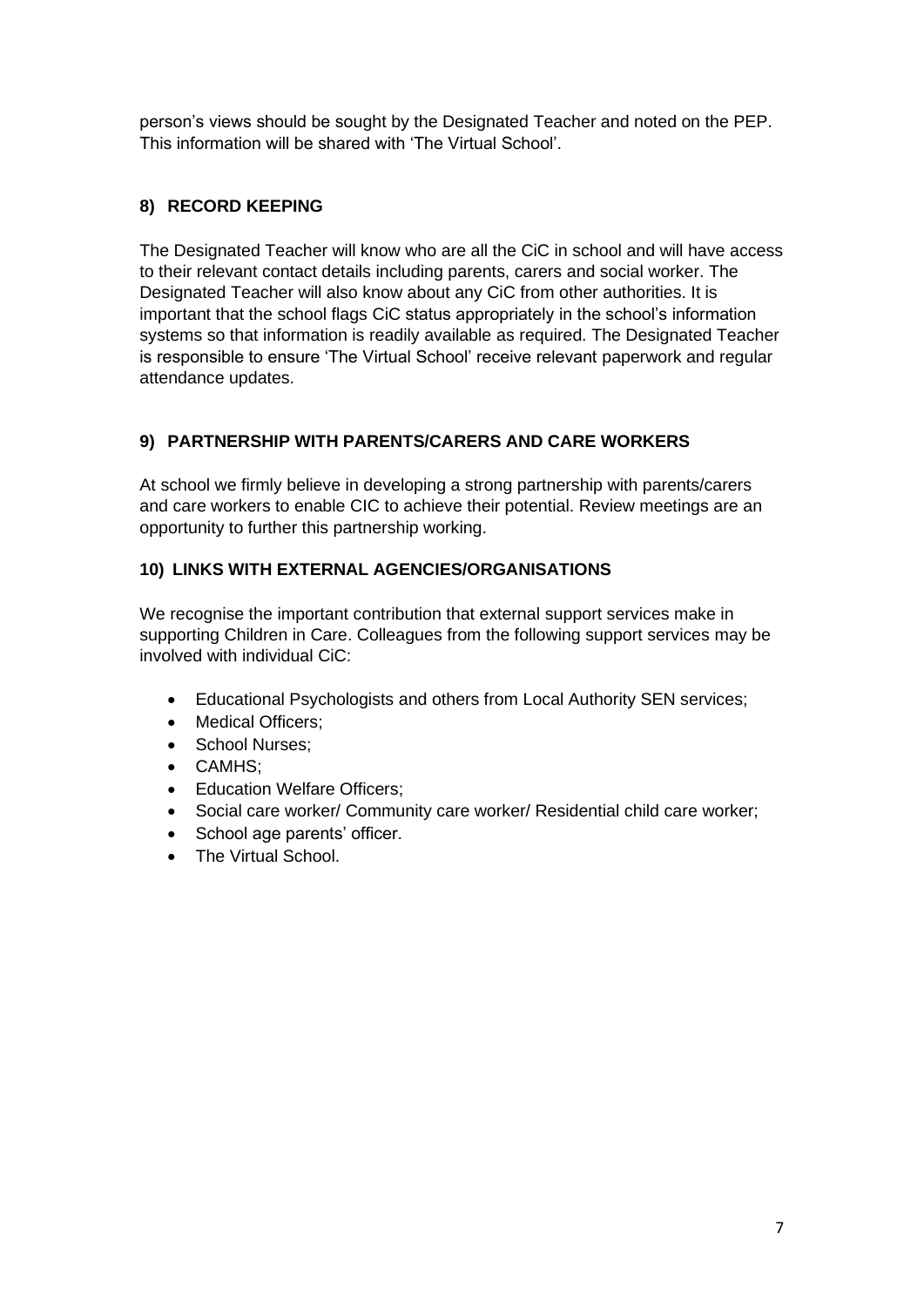person's views should be sought by the Designated Teacher and noted on the PEP. This information will be shared with 'The Virtual School'.

## 8) RECORD KEEPING

The Designated Teacher will know who are all the CiC in school and will have access to their relevant contact details including parents, carers and social worker. The Designated Teacher will also know about any CiC from other authorities. It is important that the school flags CiC status appropriately in the school's information systems so that information is readily available as required. The Designated Teacher is responsible to ensure 'The Virtual School' receive relevant paperwork and regular attendance updates.

## 9) PARTNERSHIP WITH PARENTS/CARERS AND CARE WORKERS

At school we firmly believe in developing a strong partnership with parents/carers and care workers to enable CIC to achieve their potential. Review meetings are an opportunity to further this partnership working.

## 10) LINKS WITH EXTERNAL AGENCIES/ORGANISATIONS

We recognise the important contribution that external support services make in supporting Children in Care. Colleagues from the following support services may be involved with individual CiC:

- Educational Psychologists and others from Local Authority SEN services;
- Medical Officers;
- School Nurses;
- CAMHS;
- Education Welfare Officers;
- Social care worker/ Community care worker/ Residential child care worker;
- School age parents' officer.
- The Virtual School.